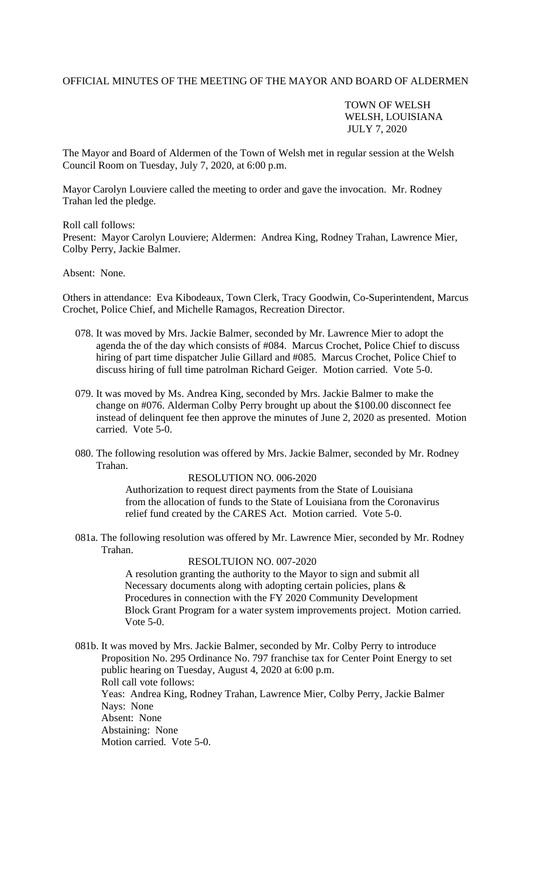OFFICIAL MINUTES OF THE MEETING OF THE MAYOR AND BOARD OF ALDERMEN

TOWN OF WELSH
WELSH, LOUISIANA
JULY 7, 2020

The Mayor and Board of Aldermen of the Town of Welsh met in regular session at the Welsh Council Room on Tuesday, July 7, 2020, at 6:00 p.m.

Mayor Carolyn Louviere called the meeting to order and gave the invocation. Mr. Rodney Trahan led the pledge.

Roll call follows:
Present: Mayor Carolyn Louviere; Aldermen: Andrea King, Rodney Trahan, Lawrence Mier, Colby Perry, Jackie Balmer.

Absent: None.

Others in attendance: Eva Kibodeaux, Town Clerk, Tracy Goodwin, Co-Superintendent, Marcus Crochet, Police Chief, and Michelle Ramagos, Recreation Director.

078. It was moved by Mrs. Jackie Balmer, seconded by Mr. Lawrence Mier to adopt the agenda the of the day which consists of #084. Marcus Crochet, Police Chief to discuss hiring of part time dispatcher Julie Gillard and #085. Marcus Crochet, Police Chief to discuss hiring of full time patrolman Richard Geiger. Motion carried. Vote 5-0.

079. It was moved by Ms. Andrea King, seconded by Mrs. Jackie Balmer to make the change on #076. Alderman Colby Perry brought up about the $100.00 disconnect fee instead of delinquent fee then approve the minutes of June 2, 2020 as presented. Motion carried. Vote 5-0.

080. The following resolution was offered by Mrs. Jackie Balmer, seconded by Mr. Rodney Trahan.

RESOLUTION NO. 006-2020

Authorization to request direct payments from the State of Louisiana from the allocation of funds to the State of Louisiana from the Coronavirus relief fund created by the CARES Act. Motion carried. Vote 5-0.

081a. The following resolution was offered by Mr. Lawrence Mier, seconded by Mr. Rodney Trahan.

RESOLTUION NO. 007-2020

A resolution granting the authority to the Mayor to sign and submit all Necessary documents along with adopting certain policies, plans & Procedures in connection with the FY 2020 Community Development Block Grant Program for a water system improvements project. Motion carried. Vote 5-0.

081b. It was moved by Mrs. Jackie Balmer, seconded by Mr. Colby Perry to introduce Proposition No. 295 Ordinance No. 797 franchise tax for Center Point Energy to set public hearing on Tuesday, August 4, 2020 at 6:00 p.m.
Roll call vote follows:
Yeas: Andrea King, Rodney Trahan, Lawrence Mier, Colby Perry, Jackie Balmer
Nays: None
Absent: None
Abstaining: None
Motion carried. Vote 5-0.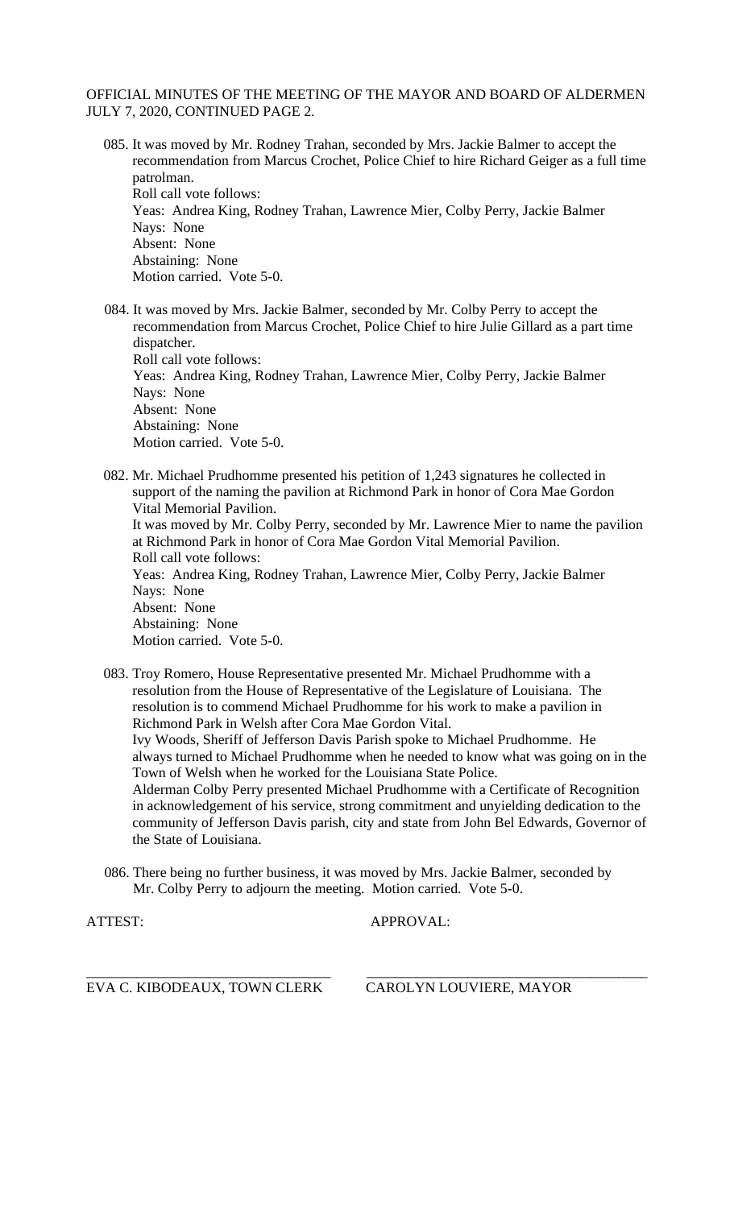OFFICIAL MINUTES OF THE MEETING OF THE MAYOR AND BOARD OF ALDERMEN JULY 7, 2020, CONTINUED PAGE 2.

085. It was moved by Mr. Rodney Trahan, seconded by Mrs. Jackie Balmer to accept the recommendation from Marcus Crochet, Police Chief to hire Richard Geiger as a full time patrolman.
Roll call vote follows:
Yeas: Andrea King, Rodney Trahan, Lawrence Mier, Colby Perry, Jackie Balmer
Nays: None
Absent: None
Abstaining: None
Motion carried. Vote 5-0.

084. It was moved by Mrs. Jackie Balmer, seconded by Mr. Colby Perry to accept the recommendation from Marcus Crochet, Police Chief to hire Julie Gillard as a part time dispatcher.
Roll call vote follows:
Yeas: Andrea King, Rodney Trahan, Lawrence Mier, Colby Perry, Jackie Balmer
Nays: None
Absent: None
Abstaining: None
Motion carried. Vote 5-0.

082. Mr. Michael Prudhomme presented his petition of 1,243 signatures he collected in support of the naming the pavilion at Richmond Park in honor of Cora Mae Gordon Vital Memorial Pavilion.
It was moved by Mr. Colby Perry, seconded by Mr. Lawrence Mier to name the pavilion at Richmond Park in honor of Cora Mae Gordon Vital Memorial Pavilion.
Roll call vote follows:
Yeas: Andrea King, Rodney Trahan, Lawrence Mier, Colby Perry, Jackie Balmer
Nays: None
Absent: None
Abstaining: None
Motion carried. Vote 5-0.

083. Troy Romero, House Representative presented Mr. Michael Prudhomme with a resolution from the House of Representative of the Legislature of Louisiana. The resolution is to commend Michael Prudhomme for his work to make a pavilion in Richmond Park in Welsh after Cora Mae Gordon Vital.
Ivy Woods, Sheriff of Jefferson Davis Parish spoke to Michael Prudhomme. He always turned to Michael Prudhomme when he needed to know what was going on in the Town of Welsh when he worked for the Louisiana State Police.
Alderman Colby Perry presented Michael Prudhomme with a Certificate of Recognition in acknowledgement of his service, strong commitment and unyielding dedication to the community of Jefferson Davis parish, city and state from John Bel Edwards, Governor of the State of Louisiana.

086. There being no further business, it was moved by Mrs. Jackie Balmer, seconded by Mr. Colby Perry to adjourn the meeting. Motion carried. Vote 5-0.

ATTEST: APPROVAL:

\_\_\_\_\_\_\_\_\_\_\_\_\_\_\_\_\_\_\_\_\_\_\_\_\_\_\_\_\_\_ \_\_\_\_\_\_\_\_\_\_\_\_\_\_\_\_\_\_\_\_\_\_\_\_\_\_\_\_\_\_

EVA C. KIBODEAUX, TOWN CLERK CAROLYN LOUVIERE, MAYOR